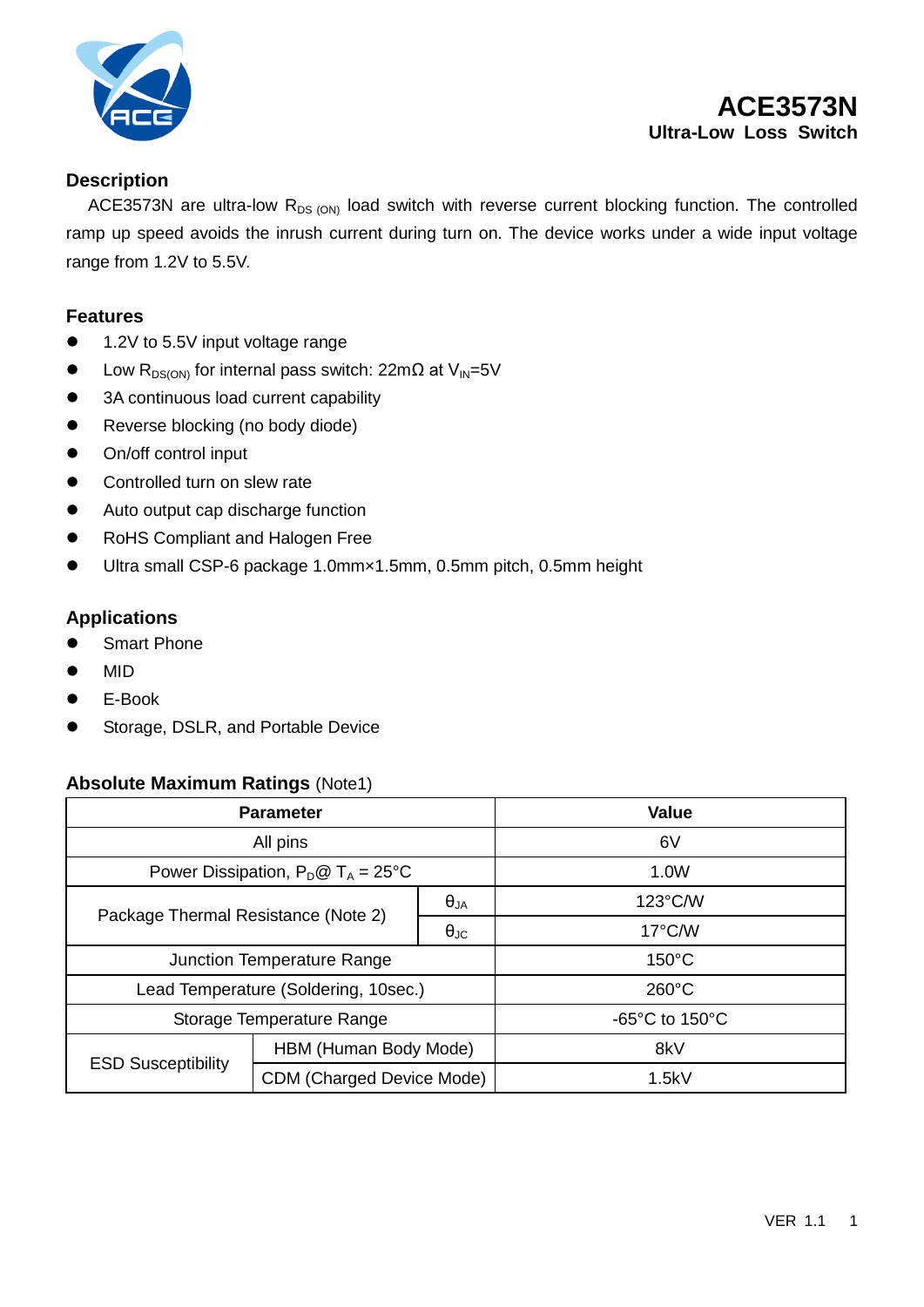# ACE3573N

## Ultra-Low Loss Switch

### Description

ACE3573N are ultra-low $R_{DS\ (ON)}$ load switch with reverse current blocking function. The controlled ramp up speed avoids the inrush current during turn on. The device works under a wide input voltage range from 1.2V to 5.5V.

### Features

- 1.2V to 5.5V input voltage range
- Low $R_{DS(ON)}$ for internal pass switch: 22mΩ at $V_{IN}$=5V
- 3A continuous load current capability
- Reverse blocking (no body diode)
- On/off control input
- Controlled turn on slew rate
- Auto output cap discharge function
- RoHS Compliant and Halogen Free
- Ultra small CSP-6 package 1.0mm×1.5mm, 0.5mm pitch, 0.5mm height

### Applications

- Smart Phone
- MID
- E-Book
- Storage, DSLR, and Portable Device

### Absolute Maximum Ratings (Note1)

| Parameter | | Value |
|---|---|---|
| All pins | | 6V |
| Power Dissipation, $P_D$@ $T_A$ = 25°C | | 1.0W |
| Package Thermal Resistance (Note 2) | $\theta_{JA}$ | 123°C/W |
| | $\theta_{JC}$ | 17°C/W |
| Junction Temperature Range | | 150°C |
| Lead Temperature (Soldering, 10sec.) | | 260°C |
| Storage Temperature Range | | -65°C to 150°C |
| ESD Susceptibility | HBM (Human Body Mode) | 8kV |
| | CDM (Charged Device Mode) | 1.5kV |

VER 1.1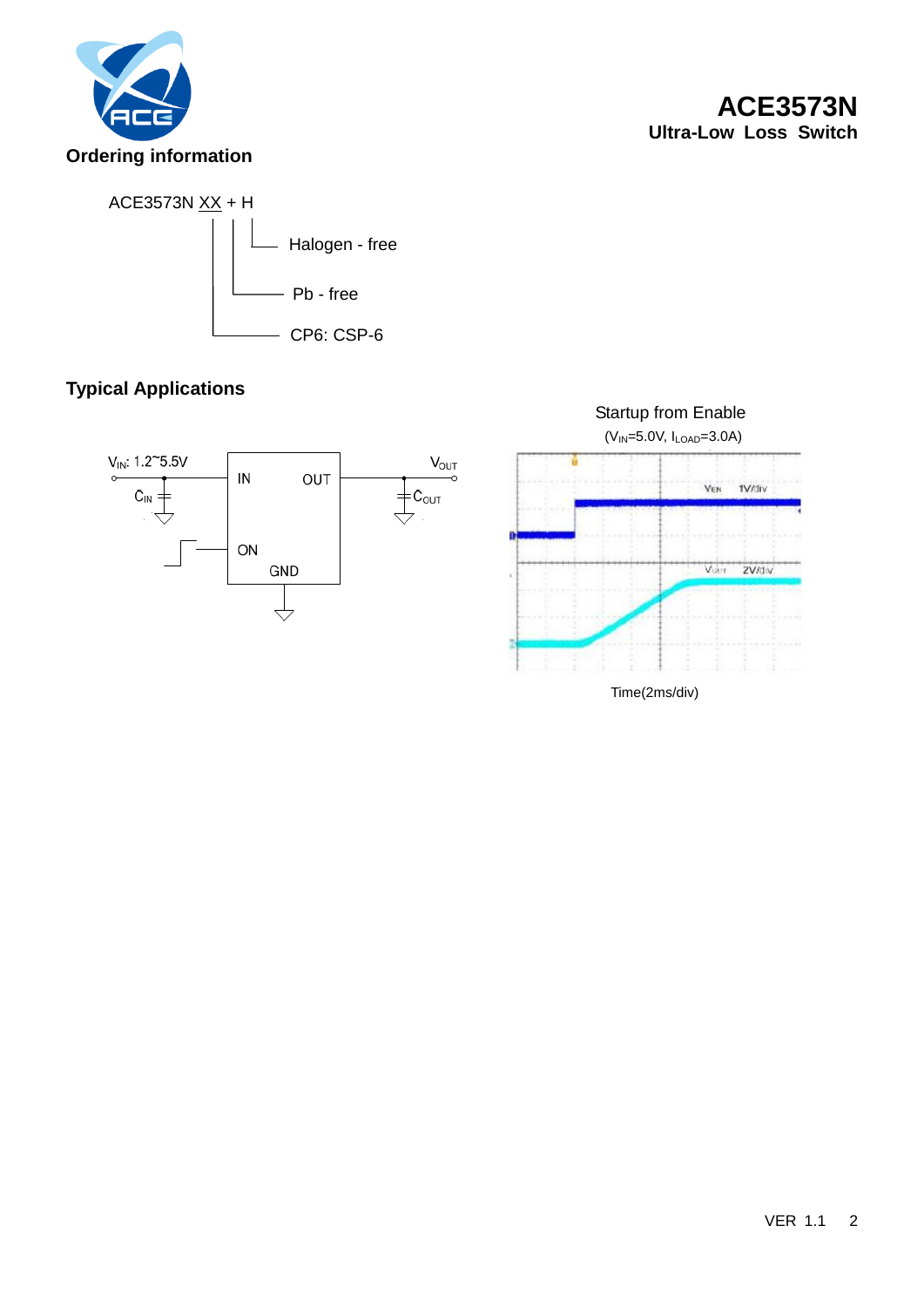## Ordering information

```
ACE3573N XX + H
         │ │  └── Halogen - free
         │ └───── Pb - free
         └─────── CP6: CSP-6
```

## Typical Applications

$V_{IN}$: 1.2~5.5V

IN OUT ON GND

$C_{IN}$ $C_{OUT}$ $V_{OUT}$

Startup from Enable

($V_{IN}$=5.0V, $I_{LOAD}$=3.0A)

$V_{EN}$ 1V/div

$V_{OUT}$ 2V/div

Time(2ms/div)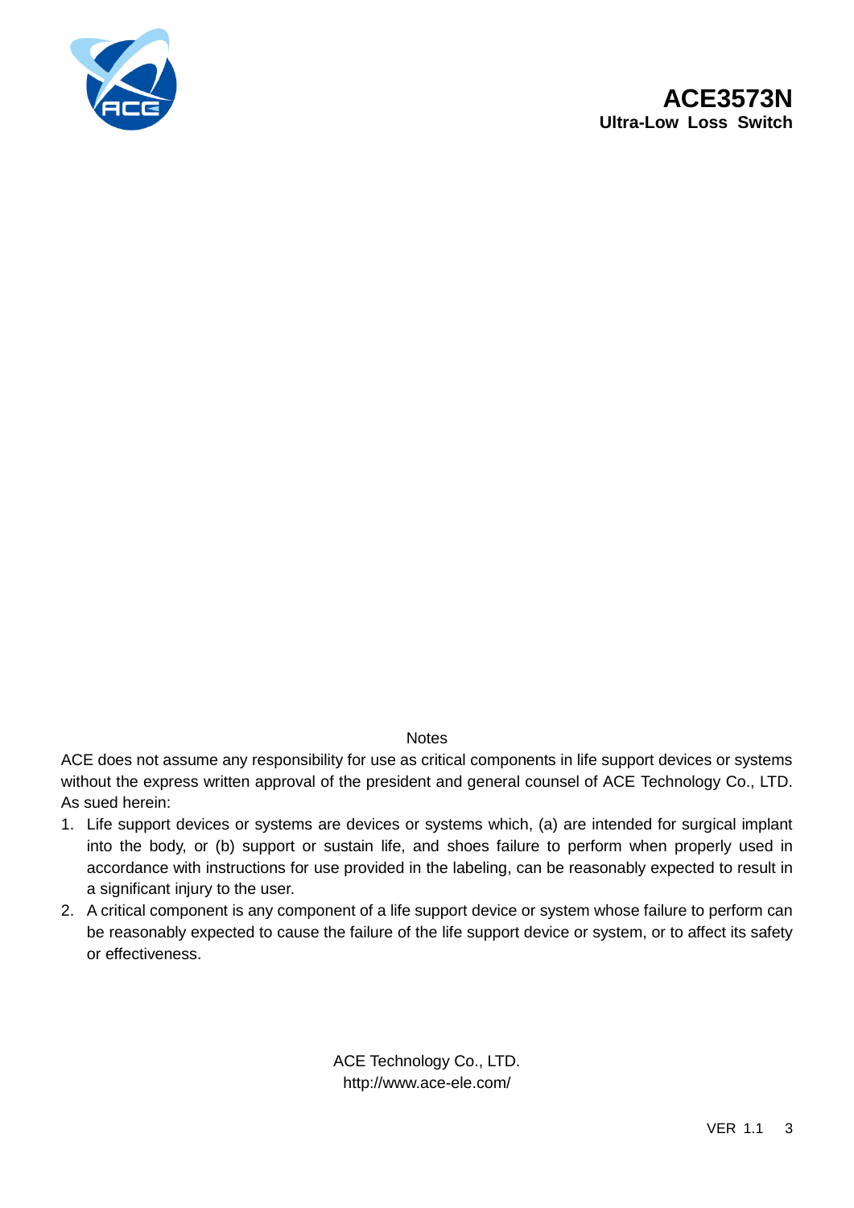Notes

ACE does not assume any responsibility for use as critical components in life support devices or systems without the express written approval of the president and general counsel of ACE Technology Co., LTD. As sued herein:

1. Life support devices or systems are devices or systems which, (a) are intended for surgical implant into the body, or (b) support or sustain life, and shoes failure to perform when properly used in accordance with instructions for use provided in the labeling, can be reasonably expected to result in a significant injury to the user.
2. A critical component is any component of a life support device or system whose failure to perform can be reasonably expected to cause the failure of the life support device or system, or to affect its safety or effectiveness.

ACE Technology Co., LTD.
http://www.ace-ele.com/